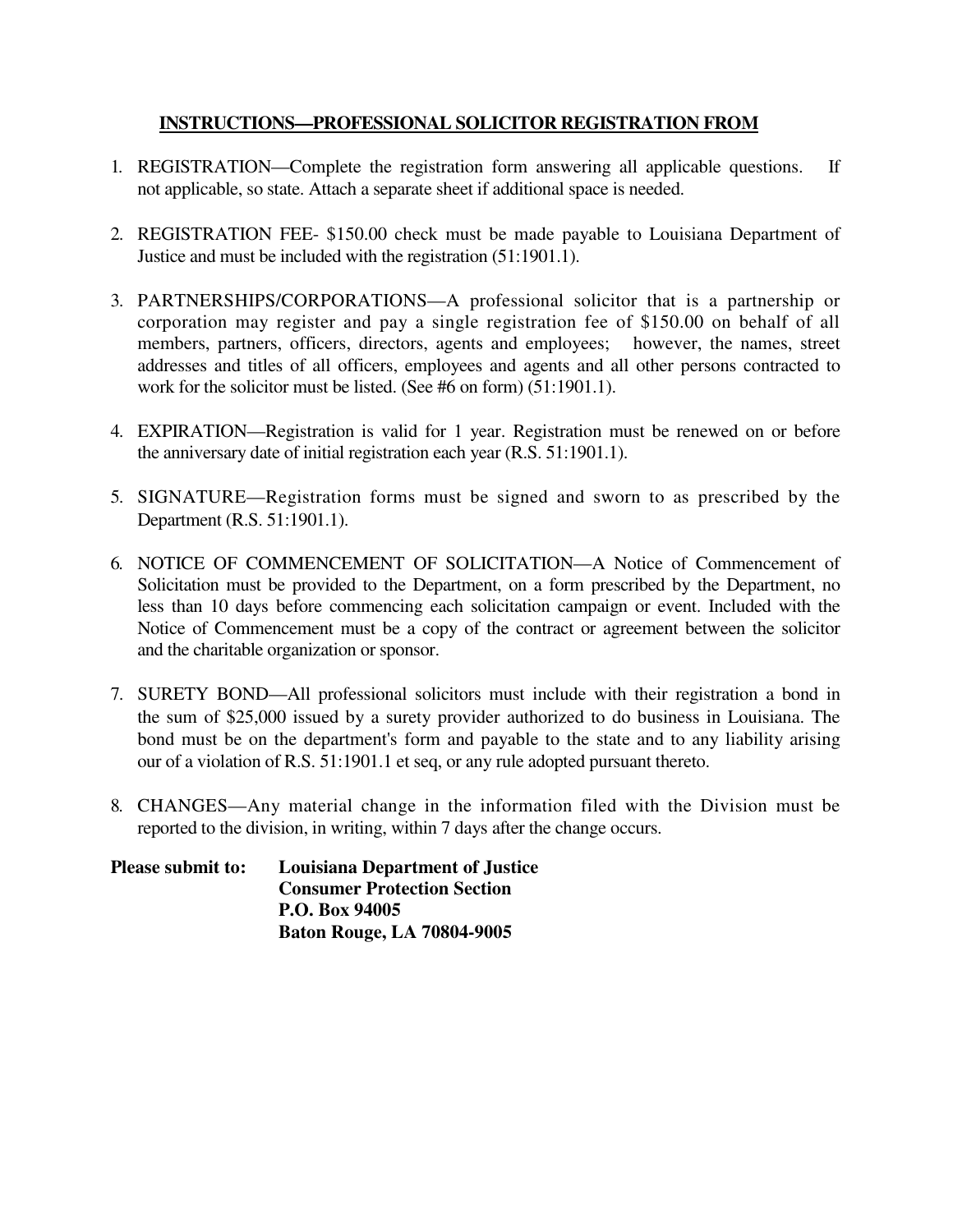# INSTRUCTIONS—PROFESSIONAL SOLICITOR REGISTRATION FROM

1. REGISTRATION—Complete the registration form answering all applicable questions. If not applicable, so state. Attach a separate sheet if additional space is needed.

2. REGISTRATION FEE- $150.00 check must be made payable to Louisiana Department of Justice and must be included with the registration (51:1901.1).

3. PARTNERSHIPS/CORPORATIONS—A professional solicitor that is a partnership or corporation may register and pay a single registration fee of $150.00 on behalf of all members, partners, officers, directors, agents and employees; however, the names, street addresses and titles of all officers, employees and agents and all other persons contracted to work for the solicitor must be listed. (See #6 on form) (51:1901.1).

4. EXPIRATION—Registration is valid for 1 year. Registration must be renewed on or before the anniversary date of initial registration each year (R.S. 51:1901.1).

5. SIGNATURE—Registration forms must be signed and sworn to as prescribed by the Department (R.S. 51:1901.1).

6. NOTICE OF COMMENCEMENT OF SOLICITATION—A Notice of Commencement of Solicitation must be provided to the Department, on a form prescribed by the Department, no less than 10 days before commencing each solicitation campaign or event. Included with the Notice of Commencement must be a copy of the contract or agreement between the solicitor and the charitable organization or sponsor.

7. SURETY BOND—All professional solicitors must include with their registration a bond in the sum of $25,000 issued by a surety provider authorized to do business in Louisiana. The bond must be on the department's form and payable to the state and to any liability arising our of a violation of R.S. 51:1901.1 et seq, or any rule adopted pursuant thereto.

8. CHANGES—Any material change in the information filed with the Division must be reported to the division, in writing, within 7 days after the change occurs.

**Please submit to:** **Louisiana Department of Justice**
**Consumer Protection Section**
**P.O. Box 94005**
**Baton Rouge, LA 70804-9005**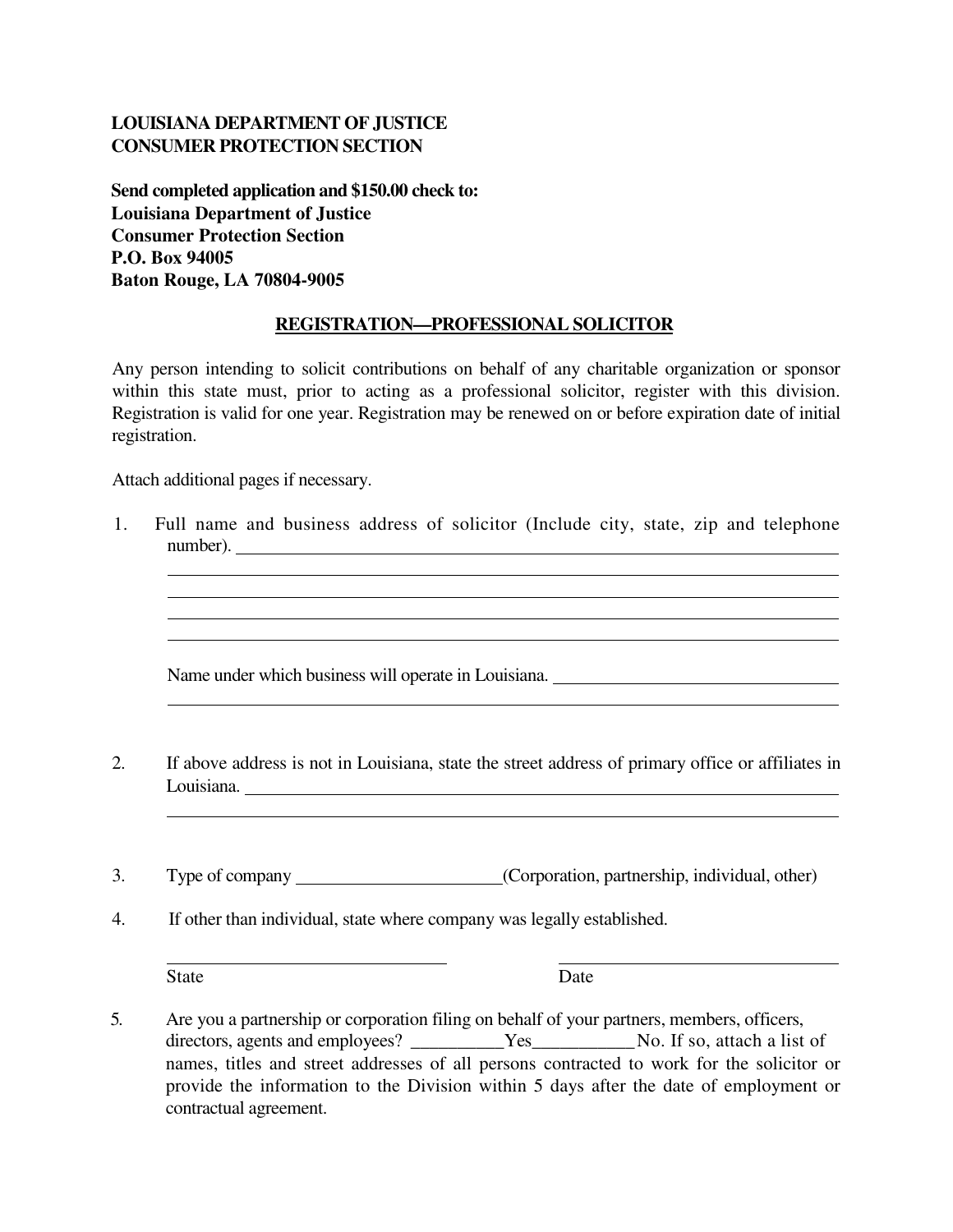**LOUISIANA DEPARTMENT OF JUSTICE**
**CONSUMER PROTECTION SECTION**

**Send completed application and $150.00 check to:**
**Louisiana Department of Justice**
**Consumer Protection Section**
**P.O. Box 94005**
**Baton Rouge, LA 70804-9005**

## REGISTRATION—PROFESSIONAL SOLICITOR

Any person intending to solicit contributions on behalf of any charitable organization or sponsor within this state must, prior to acting as a professional solicitor, register with this division. Registration is valid for one year. Registration may be renewed on or before expiration date of initial registration.

Attach additional pages if necessary.

1. Full name and business address of solicitor (Include city, state, zip and telephone number). ______________________________________________
______________________________________________
______________________________________________
______________________________________________
______________________________________________

   Name under which business will operate in Louisiana. ______________________
______________________________________________

2. If above address is not in Louisiana, state the street address of primary office or affiliates in Louisiana. ______________________________________________
______________________________________________

3. Type of company ______________________(Corporation, partnership, individual, other)

4. If other than individual, state where company was legally established.

   ______________________ ______________________
   State Date

5. Are you a partnership or corporation filing on behalf of your partners, members, officers, directors, agents and employees? __________Yes___________No. If so, attach a list of names, titles and street addresses of all persons contracted to work for the solicitor or provide the information to the Division within 5 days after the date of employment or contractual agreement.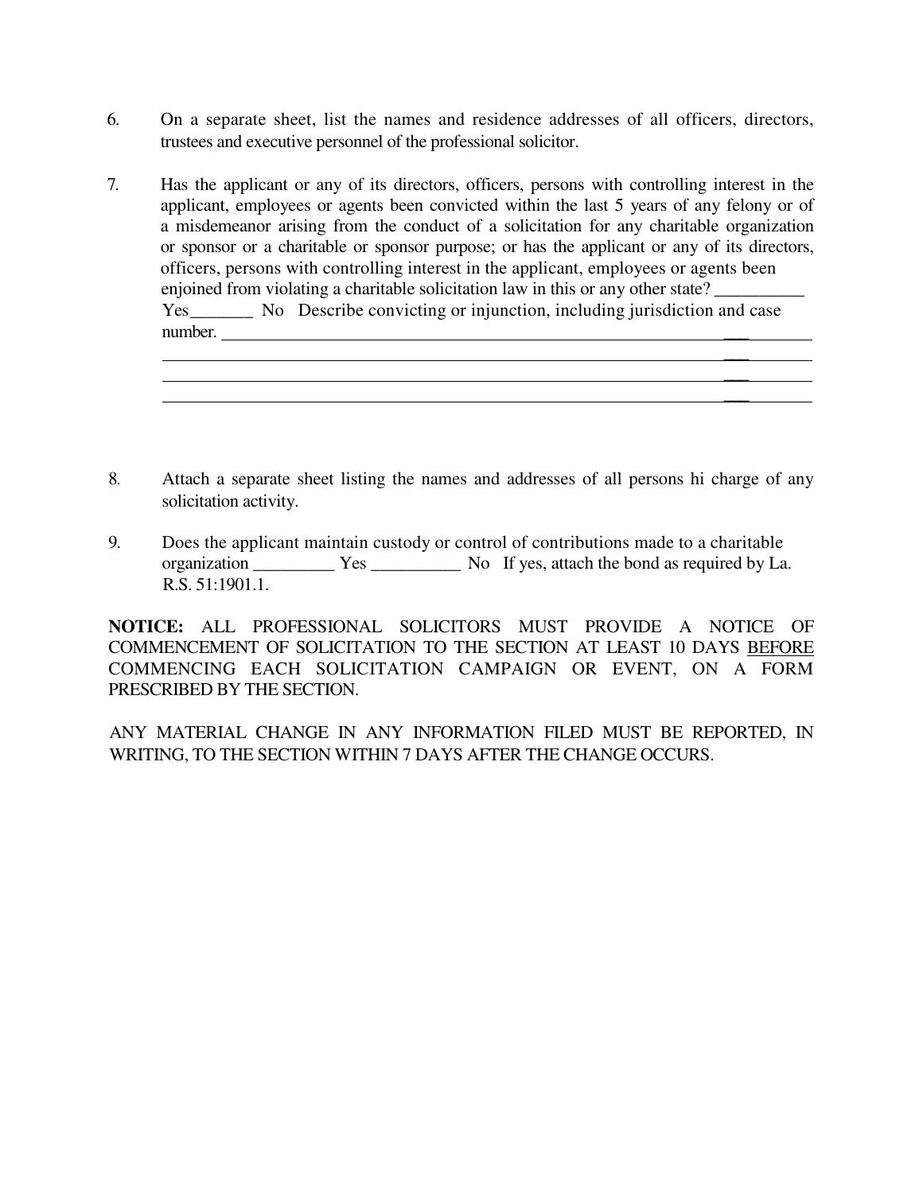6. On a separate sheet, list the names and residence addresses of all officers, directors, trustees and executive personnel of the professional solicitor.

7. Has the applicant or any of its directors, officers, persons with controlling interest in the applicant, employees or agents been convicted within the last 5 years of any felony or of a misdemeanor arising from the conduct of a solicitation for any charitable organization or sponsor or a charitable or sponsor purpose; or has the applicant or any of its directors, officers, persons with controlling interest in the applicant, employees or agents been enjoined from violating a charitable solicitation law in this or any other state? __________ Yes_______ No Describe convicting or injunction, including jurisdiction and case number. ___________________________________________________________________________
___________________________________________________________________________
___________________________________________________________________________
___________________________________________________________________________

8. Attach a separate sheet listing the names and addresses of all persons hi charge of any solicitation activity.

9. Does the applicant maintain custody or control of contributions made to a charitable organization _________ Yes __________ No If yes, attach the bond as required by La. R.S. 51:1901.1.

**NOTICE:** ALL PROFESSIONAL SOLICITORS MUST PROVIDE A NOTICE OF COMMENCEMENT OF SOLICITATION TO THE SECTION AT LEAST 10 DAYS BEFORE COMMENCING EACH SOLICITATION CAMPAIGN OR EVENT, ON A FORM PRESCRIBED BY THE SECTION.

ANY MATERIAL CHANGE IN ANY INFORMATION FILED MUST BE REPORTED, IN WRITING, TO THE SECTION WITHIN 7 DAYS AFTER THE CHANGE OCCURS.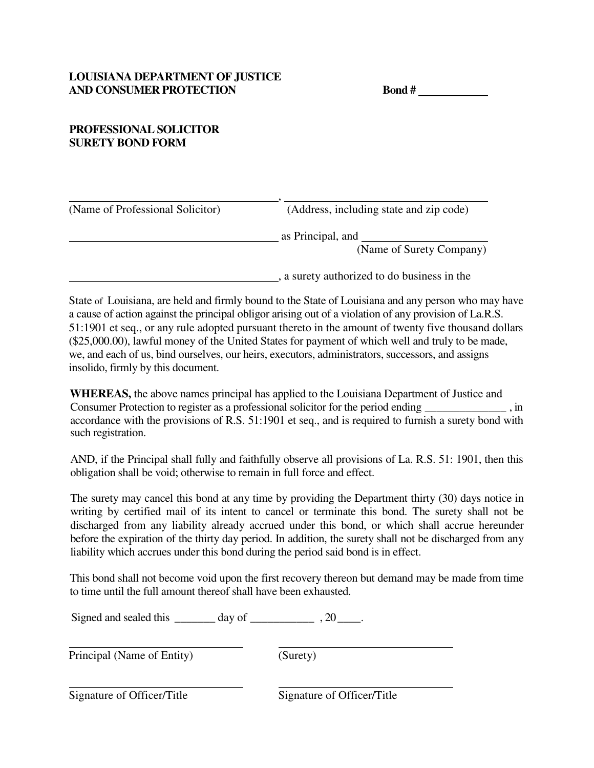**LOUISIANA DEPARTMENT OF JUSTICE AND CONSUMER PROTECTION** **Bond #** ____________

**PROFESSIONAL SOLICITOR SURETY BOND FORM**

______________________________________, ______________________________________
(Name of Professional Solicitor) (Address, including state and zip code)

______________________________________ as Principal, and ______________________
(Name of Surety Company)

______________________________________, a surety authorized to do business in the

State of Louisiana, are held and firmly bound to the State of Louisiana and any person who may have a cause of action against the principal obligor arising out of a violation of any provision of La.R.S. 51:1901 et seq., or any rule adopted pursuant thereto in the amount of twenty five thousand dollars ($25,000.00), lawful money of the United States for payment of which well and truly to be made, we, and each of us, bind ourselves, our heirs, executors, administrators, successors, and assigns insolido, firmly by this document.

**WHEREAS,** the above names principal has applied to the Louisiana Department of Justice and Consumer Protection to register as a professional solicitor for the period ending ______________ , in accordance with the provisions of R.S. 51:1901 et seq., and is required to furnish a surety bond with such registration.

AND, if the Principal shall fully and faithfully observe all provisions of La. R.S. 51: 1901, then this obligation shall be void; otherwise to remain in full force and effect.

The surety may cancel this bond at any time by providing the Department thirty (30) days notice in writing by certified mail of its intent to cancel or terminate this bond. The surety shall not be discharged from any liability already accrued under this bond, or which shall accrue hereunder before the expiration of the thirty day period. In addition, the surety shall not be discharged from any liability which accrues under this bond during the period said bond is in effect.

This bond shall not become void upon the first recovery thereon but demand may be made from time to time until the full amount thereof shall have been exhausted.

Signed and sealed this _______ day of ___________ , 20____.

______________________________ ______________________________
Principal (Name of Entity) (Surety)

______________________________ ______________________________
Signature of Officer/Title Signature of Officer/Title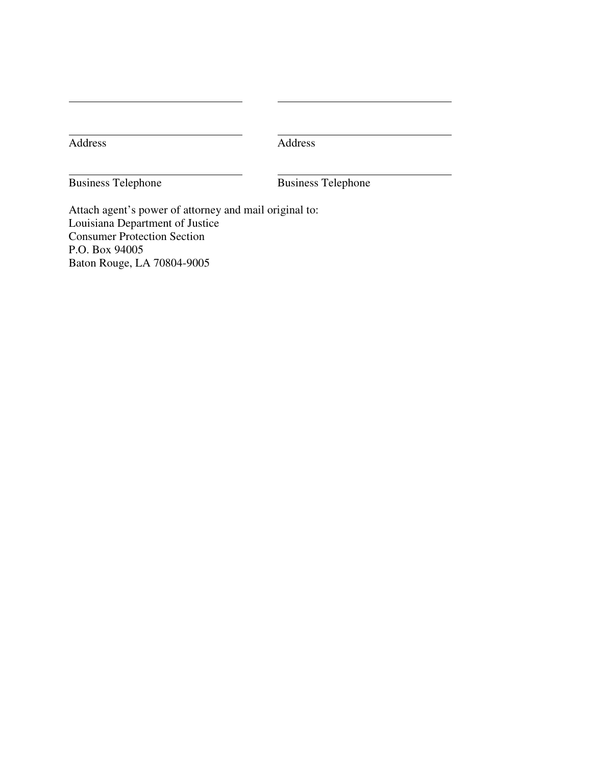| | |
|---|---|
| ______________________________ | ______________________________ |
| ______________________________ | ______________________________ |
| Address | Address |
| ______________________________ | ______________________________ |
| Business Telephone | Business Telephone |

Attach agent's power of attorney and mail original to:
Louisiana Department of Justice
Consumer Protection Section
P.O. Box 94005
Baton Rouge, LA 70804-9005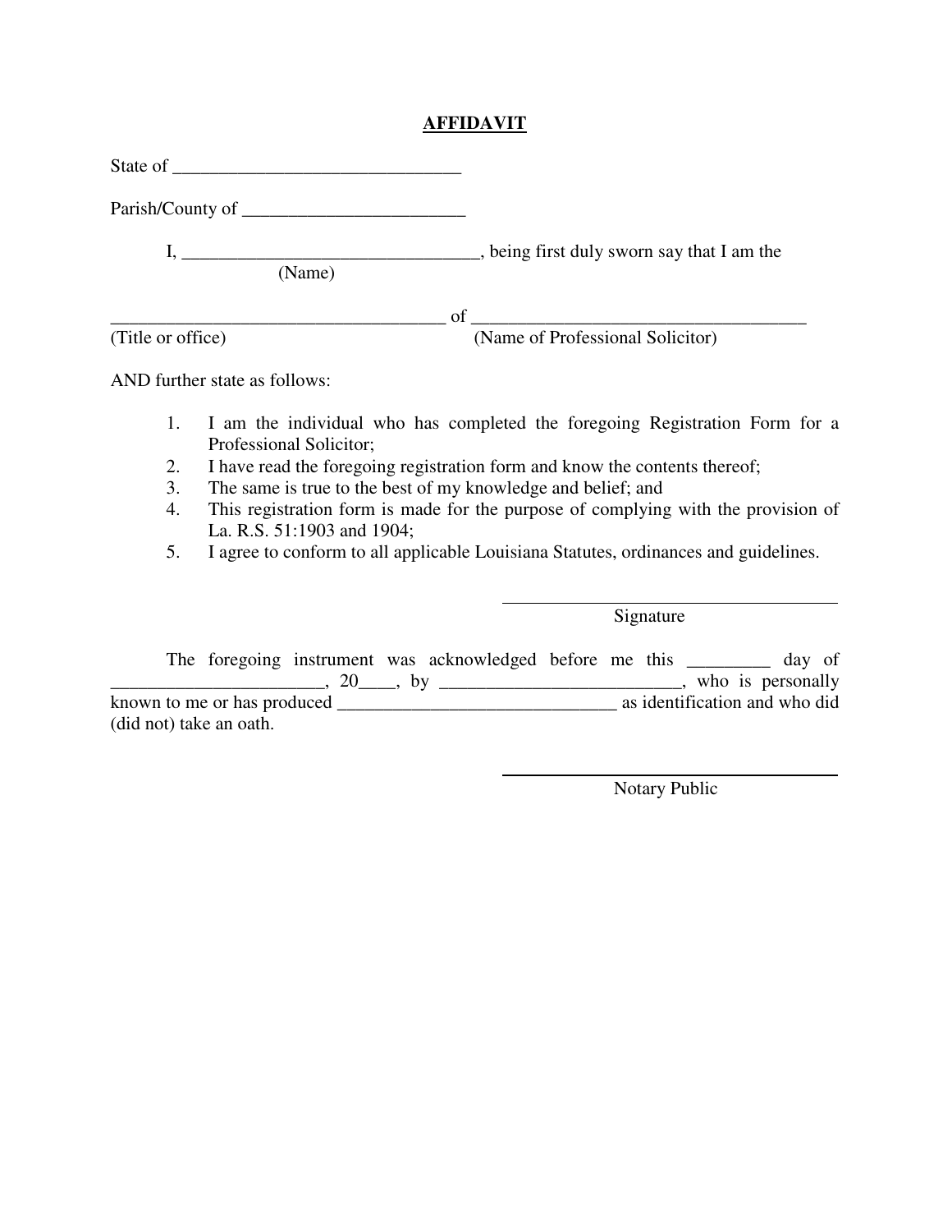# AFFIDAVIT

State of _______________________________

Parish/County of ________________________

I, ________________________________, being first duly sworn say that I am the
(Name)

____________________________________ of ____________________________________
(Title or office) (Name of Professional Solicitor)

AND further state as follows:

1. I am the individual who has completed the foregoing Registration Form for a Professional Solicitor;
2. I have read the foregoing registration form and know the contents thereof;
3. The same is true to the best of my knowledge and belief; and
4. This registration form is made for the purpose of complying with the provision of La. R.S. 51:1903 and 1904;
5. I agree to conform to all applicable Louisiana Statutes, ordinances and guidelines.

_____________________________________
Signature

The foregoing instrument was acknowledged before me this _________ day of _______________________, 20____, by __________________________, who is personally known to me or has produced _______________________________ as identification and who did (did not) take an oath.

_____________________________________
Notary Public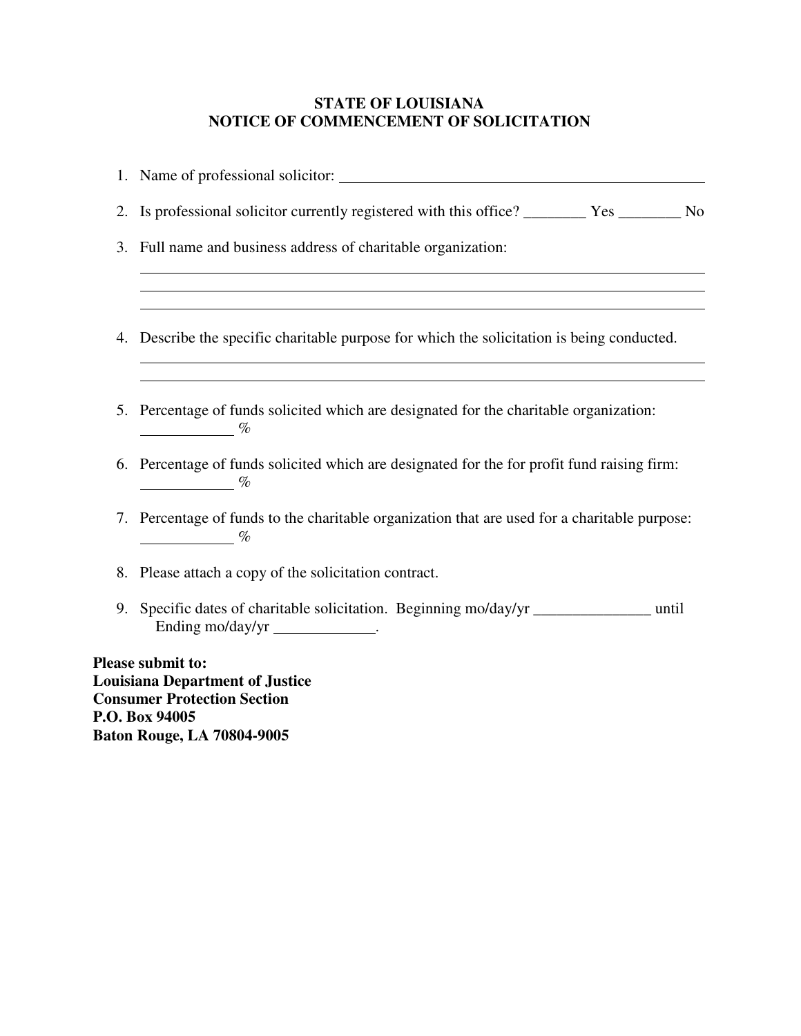# STATE OF LOUISIANA
# NOTICE OF COMMENCEMENT OF SOLICITATION

1. Name of professional solicitor: ____________________________________________

2. Is professional solicitor currently registered with this office? ________ Yes ________ No

3. Full name and business address of charitable organization:

   ____________________________________________________________________________
   ____________________________________________________________________________
   ____________________________________________________________________________

4. Describe the specific charitable purpose for which the solicitation is being conducted.

   ____________________________________________________________________________
   ____________________________________________________________________________

5. Percentage of funds solicited which are designated for the charitable organization:
   ____________ %

6. Percentage of funds solicited which are designated for the for profit fund raising firm:
   ____________ %

7. Percentage of funds to the charitable organization that are used for a charitable purpose:
   ____________ %

8. Please attach a copy of the solicitation contract.

9. Specific dates of charitable solicitation. Beginning mo/day/yr _______________ until
   Ending mo/day/yr _____________.

**Please submit to:**
**Louisiana Department of Justice**
**Consumer Protection Section**
**P.O. Box 94005**
**Baton Rouge, LA 70804-9005**